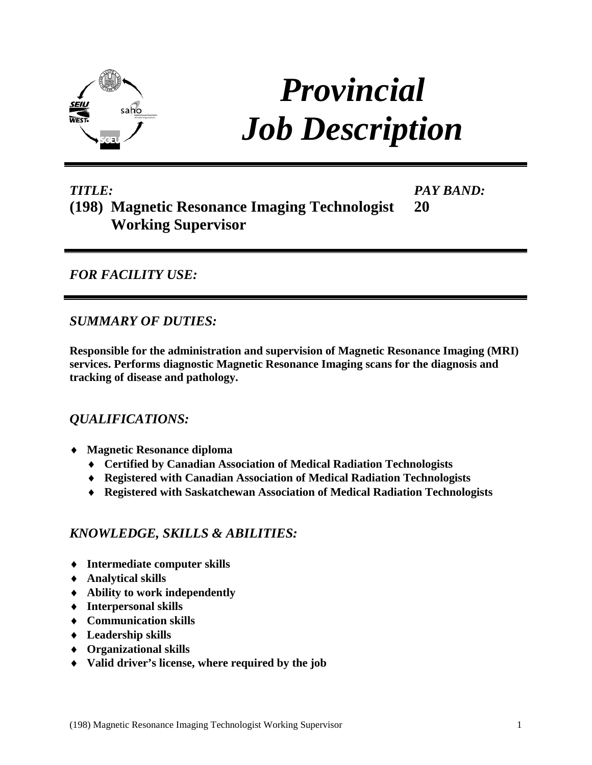# *Provincial Job Description*

---

*TITLE:*
**(198) Magnetic Resonance Imaging Technologist Working Supervisor**

*PAY BAND:*
**20**

---

## *FOR FACILITY USE:*

---

## *SUMMARY OF DUTIES:*

**Responsible for the administration and supervision of Magnetic Resonance Imaging (MRI) services. Performs diagnostic Magnetic Resonance Imaging scans for the diagnosis and tracking of disease and pathology.**

## *QUALIFICATIONS:*

- **Magnetic Resonance diploma**
  - **Certified by Canadian Association of Medical Radiation Technologists**
  - **Registered with Canadian Association of Medical Radiation Technologists**
  - **Registered with Saskatchewan Association of Medical Radiation Technologists**

## *KNOWLEDGE, SKILLS & ABILITIES:*

- **Intermediate computer skills**
- **Analytical skills**
- **Ability to work independently**
- **Interpersonal skills**
- **Communication skills**
- **Leadership skills**
- **Organizational skills**
- **Valid driver's license, where required by the job**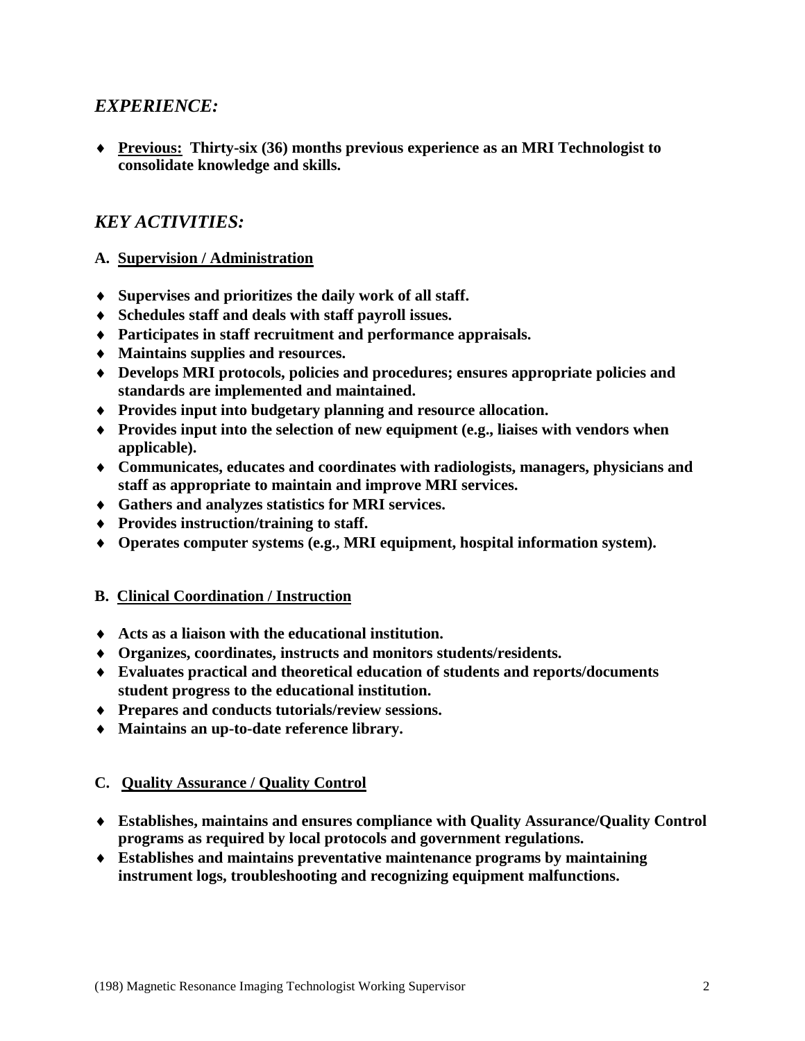## *EXPERIENCE:*

- **Previous:** **Thirty-six (36) months previous experience as an MRI Technologist to consolidate knowledge and skills.**

## *KEY ACTIVITIES:*

### A. Supervision / Administration

- **Supervises and prioritizes the daily work of all staff.**
- **Schedules staff and deals with staff payroll issues.**
- **Participates in staff recruitment and performance appraisals.**
- **Maintains supplies and resources.**
- **Develops MRI protocols, policies and procedures; ensures appropriate policies and standards are implemented and maintained.**
- **Provides input into budgetary planning and resource allocation.**
- **Provides input into the selection of new equipment (e.g., liaises with vendors when applicable).**
- **Communicates, educates and coordinates with radiologists, managers, physicians and staff as appropriate to maintain and improve MRI services.**
- **Gathers and analyzes statistics for MRI services.**
- **Provides instruction/training to staff.**
- **Operates computer systems (e.g., MRI equipment, hospital information system).**

### B. Clinical Coordination / Instruction

- **Acts as a liaison with the educational institution.**
- **Organizes, coordinates, instructs and monitors students/residents.**
- **Evaluates practical and theoretical education of students and reports/documents student progress to the educational institution.**
- **Prepares and conducts tutorials/review sessions.**
- **Maintains an up-to-date reference library.**

### C. Quality Assurance / Quality Control

- **Establishes, maintains and ensures compliance with Quality Assurance/Quality Control programs as required by local protocols and government regulations.**
- **Establishes and maintains preventative maintenance programs by maintaining instrument logs, troubleshooting and recognizing equipment malfunctions.**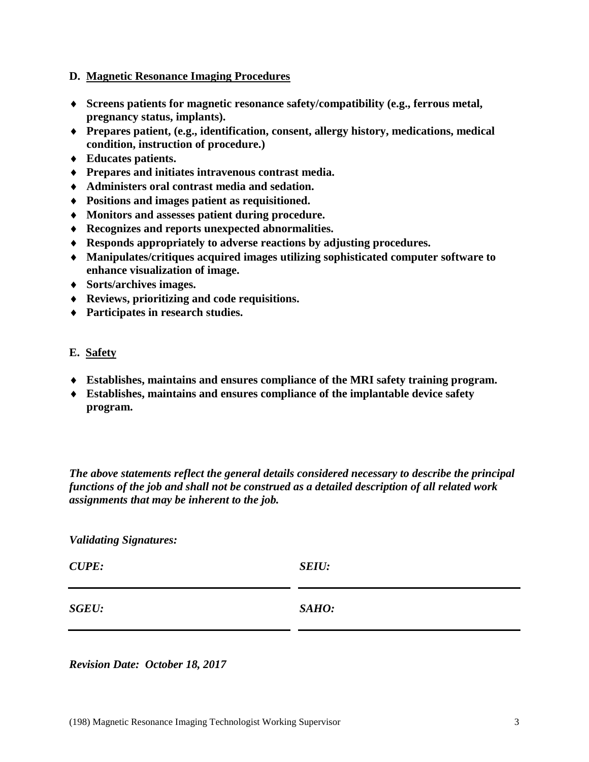**D. Magnetic Resonance Imaging Procedures**

- **Screens patients for magnetic resonance safety/compatibility (e.g., ferrous metal, pregnancy status, implants).**
- **Prepares patient, (e.g., identification, consent, allergy history, medications, medical condition, instruction of procedure.)**
- **Educates patients.**
- **Prepares and initiates intravenous contrast media.**
- **Administers oral contrast media and sedation.**
- **Positions and images patient as requisitioned.**
- **Monitors and assesses patient during procedure.**
- **Recognizes and reports unexpected abnormalities.**
- **Responds appropriately to adverse reactions by adjusting procedures.**
- **Manipulates/critiques acquired images utilizing sophisticated computer software to enhance visualization of image.**
- **Sorts/archives images.**
- **Reviews, prioritizing and code requisitions.**
- **Participates in research studies.**

**E. Safety**

- **Establishes, maintains and ensures compliance of the MRI safety training program.**
- **Establishes, maintains and ensures compliance of the implantable device safety program.**

***The above statements reflect the general details considered necessary to describe the principal functions of the job and shall not be construed as a detailed description of all related work assignments that may be inherent to the job.***

***Validating Signatures:***

| | |
|---|---|
| ***CUPE:*** | ***SEIU:*** |
| ***SGEU:*** | ***SAHO:*** |

***Revision Date: October 18, 2017***